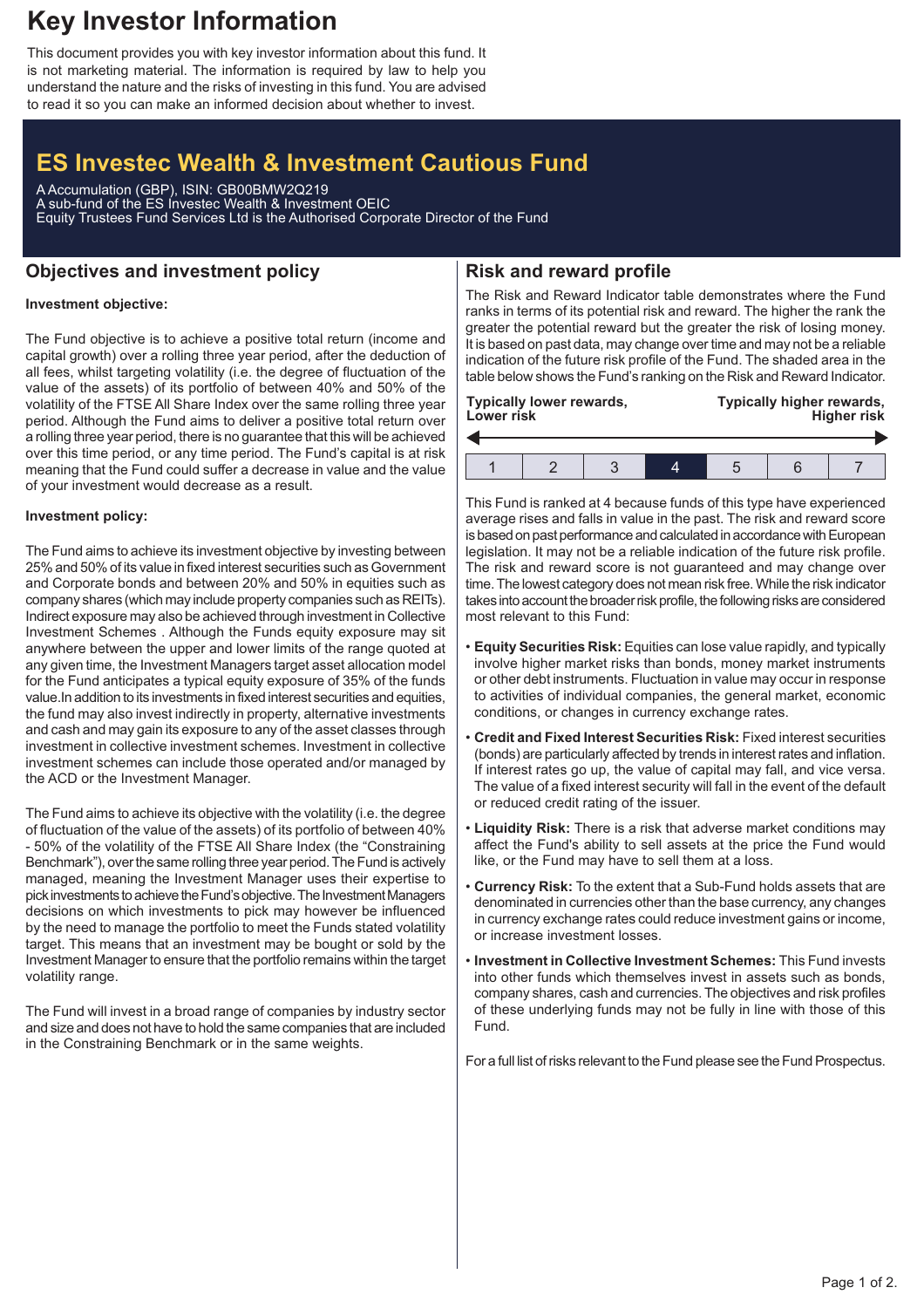# Key Investor Information

This document provides you with key investor information about this fund. It is not marketing material. The information is required by law to help you understand the nature and the risks of investing in this fund. You are advised to read it so you can make an informed decision about whether to invest.

## ES Investec Wealth & Investment Cautious Fund

A Accumulation (GBP), ISIN: GB00BMW2Q219
A sub-fund of the ES Investec Wealth & Investment OEIC
Equity Trustees Fund Services Ltd is the Authorised Corporate Director of the Fund

## Objectives and investment policy

**Investment objective:**

The Fund objective is to achieve a positive total return (income and capital growth) over a rolling three year period, after the deduction of all fees, whilst targeting volatility (i.e. the degree of fluctuation of the value of the assets) of its portfolio of between 40% and 50% of the volatility of the FTSE All Share Index over the same rolling three year period. Although the Fund aims to deliver a positive total return over a rolling three year period, there is no guarantee that this will be achieved over this time period, or any time period. The Fund's capital is at risk meaning that the Fund could suffer a decrease in value and the value of your investment would decrease as a result.

**Investment policy:**

The Fund aims to achieve its investment objective by investing between 25% and 50% of its value in fixed interest securities such as Government and Corporate bonds and between 20% and 50% in equities such as company shares (which may include property companies such as REITs). Indirect exposure may also be achieved through investment in Collective Investment Schemes . Although the Funds equity exposure may sit anywhere between the upper and lower limits of the range quoted at any given time, the Investment Managers target asset allocation model for the Fund anticipates a typical equity exposure of 35% of the funds value.In addition to its investments in fixed interest securities and equities, the fund may also invest indirectly in property, alternative investments and cash and may gain its exposure to any of the asset classes through investment in collective investment schemes. Investment in collective investment schemes can include those operated and/or managed by the ACD or the Investment Manager.

The Fund aims to achieve its objective with the volatility (i.e. the degree of fluctuation of the value of the assets) of its portfolio of between 40% - 50% of the volatility of the FTSE All Share Index (the "Constraining Benchmark"), over the same rolling three year period. The Fund is actively managed, meaning the Investment Manager uses their expertise to pick investments to achieve the Fund's objective. The Investment Managers decisions on which investments to pick may however be influenced by the need to manage the portfolio to meet the Funds stated volatility target. This means that an investment may be bought or sold by the Investment Manager to ensure that the portfolio remains within the target volatility range.

The Fund will invest in a broad range of companies by industry sector and size and does not have to hold the same companies that are included in the Constraining Benchmark or in the same weights.

## Risk and reward profile

The Risk and Reward Indicator table demonstrates where the Fund ranks in terms of its potential risk and reward. The higher the rank the greater the potential reward but the greater the risk of losing money. It is based on past data, may change over time and may not be a reliable indication of the future risk profile of the Fund. The shaded area in the table below shows the Fund's ranking on the Risk and Reward Indicator.

**Typically lower rewards, Lower risk** ← → **Typically higher rewards, Higher risk**

| 1 | 2 | 3 | **4** | 5 | 6 | 7 |
|---|---|---|---|---|---|---|

This Fund is ranked at 4 because funds of this type have experienced average rises and falls in value in the past. The risk and reward score is based on past performance and calculated in accordance with European legislation. It may not be a reliable indication of the future risk profile. The risk and reward score is not guaranteed and may change over time. The lowest category does not mean risk free. While the risk indicator takes into account the broader risk profile, the following risks are considered most relevant to this Fund:

- **Equity Securities Risk:** Equities can lose value rapidly, and typically involve higher market risks than bonds, money market instruments or other debt instruments. Fluctuation in value may occur in response to activities of individual companies, the general market, economic conditions, or changes in currency exchange rates.
- **Credit and Fixed Interest Securities Risk:** Fixed interest securities (bonds) are particularly affected by trends in interest rates and inflation. If interest rates go up, the value of capital may fall, and vice versa. The value of a fixed interest security will fall in the event of the default or reduced credit rating of the issuer.
- **Liquidity Risk:** There is a risk that adverse market conditions may affect the Fund's ability to sell assets at the price the Fund would like, or the Fund may have to sell them at a loss.
- **Currency Risk:** To the extent that a Sub-Fund holds assets that are denominated in currencies other than the base currency, any changes in currency exchange rates could reduce investment gains or income, or increase investment losses.
- **Investment in Collective Investment Schemes:** This Fund invests into other funds which themselves invest in assets such as bonds, company shares, cash and currencies. The objectives and risk profiles of these underlying funds may not be fully in line with those of this Fund.

For a full list of risks relevant to the Fund please see the Fund Prospectus.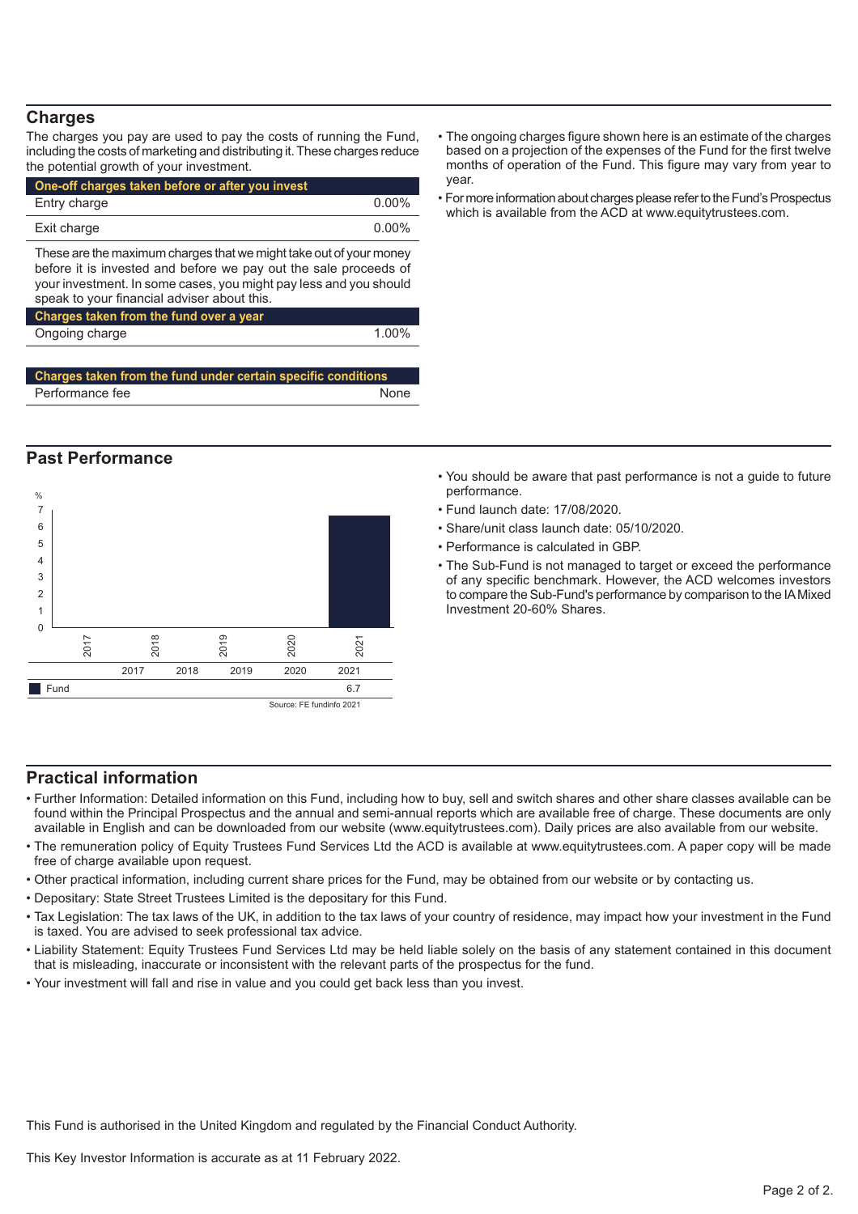## Charges

The charges you pay are used to pay the costs of running the Fund, including the costs of marketing and distributing it. These charges reduce the potential growth of your investment.

| One-off charges taken before or after you invest | |
|---|---|
| Entry charge | 0.00% |
| Exit charge | 0.00% |

These are the maximum charges that we might take out of your money before it is invested and before we pay out the sale proceeds of your investment. In some cases, you might pay less and you should speak to your financial adviser about this.

| Charges taken from the fund over a year | |
|---|---|
| Ongoing charge | 1.00% |

| Charges taken from the fund under certain specific conditions | |
|---|---|
| Performance fee | None |

- The ongoing charges figure shown here is an estimate of the charges based on a projection of the expenses of the Fund for the first twelve months of operation of the Fund. This figure may vary from year to year.
- For more information about charges please refer to the Fund's Prospectus which is available from the ACD at www.equitytrustees.com.

## Past Performance

%
7
6
5
4
3
2
1
0
2017 2018 2019 2020 2021

2017 2018 2019 2020 2021
Fund 6.7

Source: FE fundinfo 2021

- You should be aware that past performance is not a guide to future performance.
- Fund launch date: 17/08/2020.
- Share/unit class launch date: 05/10/2020.
- Performance is calculated in GBP.
- The Sub-Fund is not managed to target or exceed the performance of any specific benchmark. However, the ACD welcomes investors to compare the Sub-Fund's performance by comparison to the IA Mixed Investment 20-60% Shares.

## Practical information

- Further Information: Detailed information on this Fund, including how to buy, sell and switch shares and other share classes available can be found within the Principal Prospectus and the annual and semi-annual reports which are available free of charge. These documents are only available in English and can be downloaded from our website (www.equitytrustees.com). Daily prices are also available from our website.
- The remuneration policy of Equity Trustees Fund Services Ltd the ACD is available at www.equitytrustees.com. A paper copy will be made free of charge available upon request.
- Other practical information, including current share prices for the Fund, may be obtained from our website or by contacting us.
- Depositary: State Street Trustees Limited is the depositary for this Fund.
- Tax Legislation: The tax laws of the UK, in addition to the tax laws of your country of residence, may impact how your investment in the Fund is taxed. You are advised to seek professional tax advice.
- Liability Statement: Equity Trustees Fund Services Ltd may be held liable solely on the basis of any statement contained in this document that is misleading, inaccurate or inconsistent with the relevant parts of the prospectus for the fund.
- Your investment will fall and rise in value and you could get back less than you invest.

This Fund is authorised in the United Kingdom and regulated by the Financial Conduct Authority.

This Key Investor Information is accurate as at 11 February 2022.